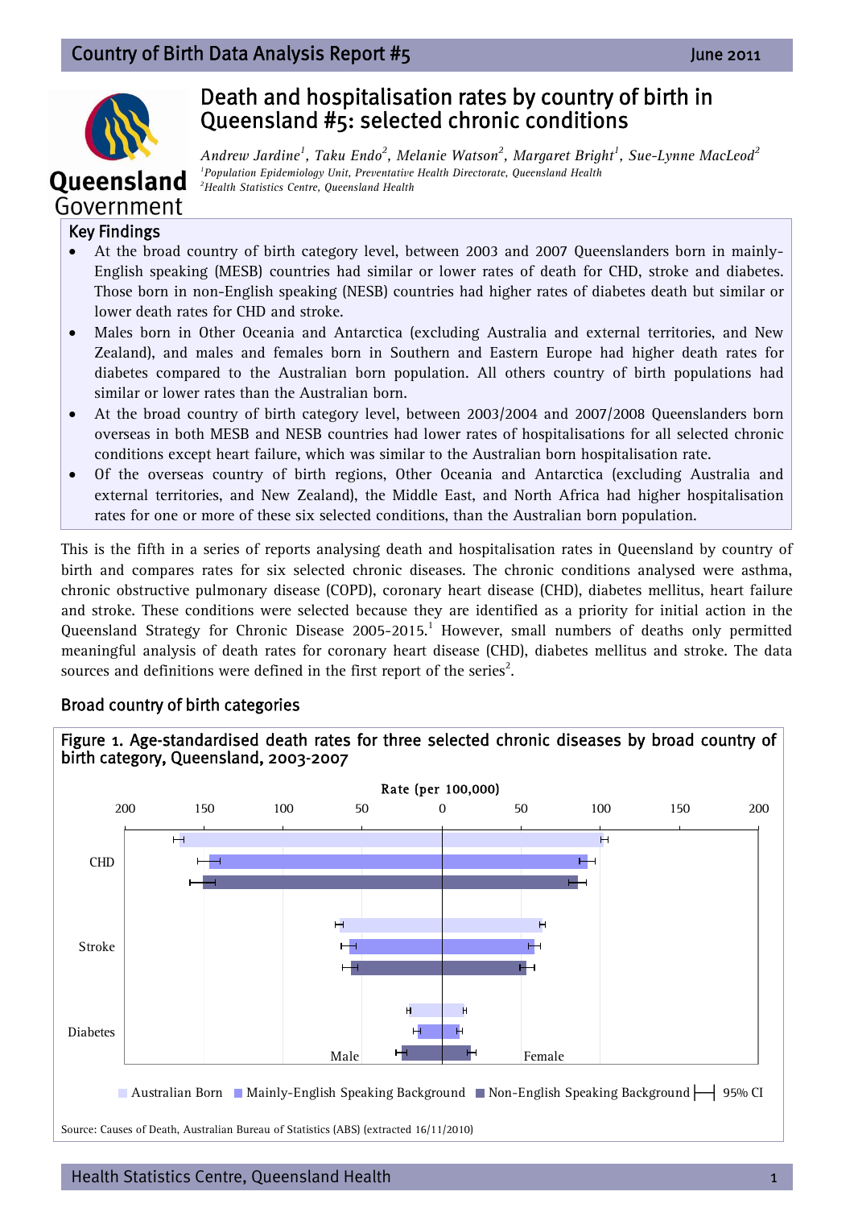# Death and hospitalisation rates by country of birth in Queensland #5: selected chronic conditions

*Andrew Jardine[1], Taku Endo[2], Melanie Watson[2], Margaret Bright[1], Sue-Lynne MacLeod[2]*

*[1]Population Epidemiology Unit, Preventative Health Directorate, Queensland Health*
*[2]Health Statistics Centre, Queensland Health*

## Key Findings

- At the broad country of birth category level, between 2003 and 2007 Queenslanders born in mainly-English speaking (MESB) countries had similar or lower rates of death for CHD, stroke and diabetes. Those born in non-English speaking (NESB) countries had higher rates of diabetes death but similar or lower death rates for CHD and stroke.
- Males born in Other Oceania and Antarctica (excluding Australia and external territories, and New Zealand), and males and females born in Southern and Eastern Europe had higher death rates for diabetes compared to the Australian born population. All others country of birth populations had similar or lower rates than the Australian born.
- At the broad country of birth category level, between 2003/2004 and 2007/2008 Queenslanders born overseas in both MESB and NESB countries had lower rates of hospitalisations for all selected chronic conditions except heart failure, which was similar to the Australian born hospitalisation rate.
- Of the overseas country of birth regions, Other Oceania and Antarctica (excluding Australia and external territories, and New Zealand), the Middle East, and North Africa had higher hospitalisation rates for one or more of these six selected conditions, than the Australian born population.

This is the fifth in a series of reports analysing death and hospitalisation rates in Queensland by country of birth and compares rates for six selected chronic diseases. The chronic conditions analysed were asthma, chronic obstructive pulmonary disease (COPD), coronary heart disease (CHD), diabetes mellitus, heart failure and stroke. These conditions were selected because they are identified as a priority for initial action in the Queensland Strategy for Chronic Disease 2005-2015.[1] However, small numbers of deaths only permitted meaningful analysis of death rates for coronary heart disease (CHD), diabetes mellitus and stroke. The data sources and definitions were defined in the first report of the series[2].

## Broad country of birth categories

**Figure 1. Age-standardised death rates for three selected chronic diseases by broad country of birth category, Queensland, 2003-2007**

Source: Causes of Death, Australian Bureau of Statistics (ABS) (extracted 16/11/2010)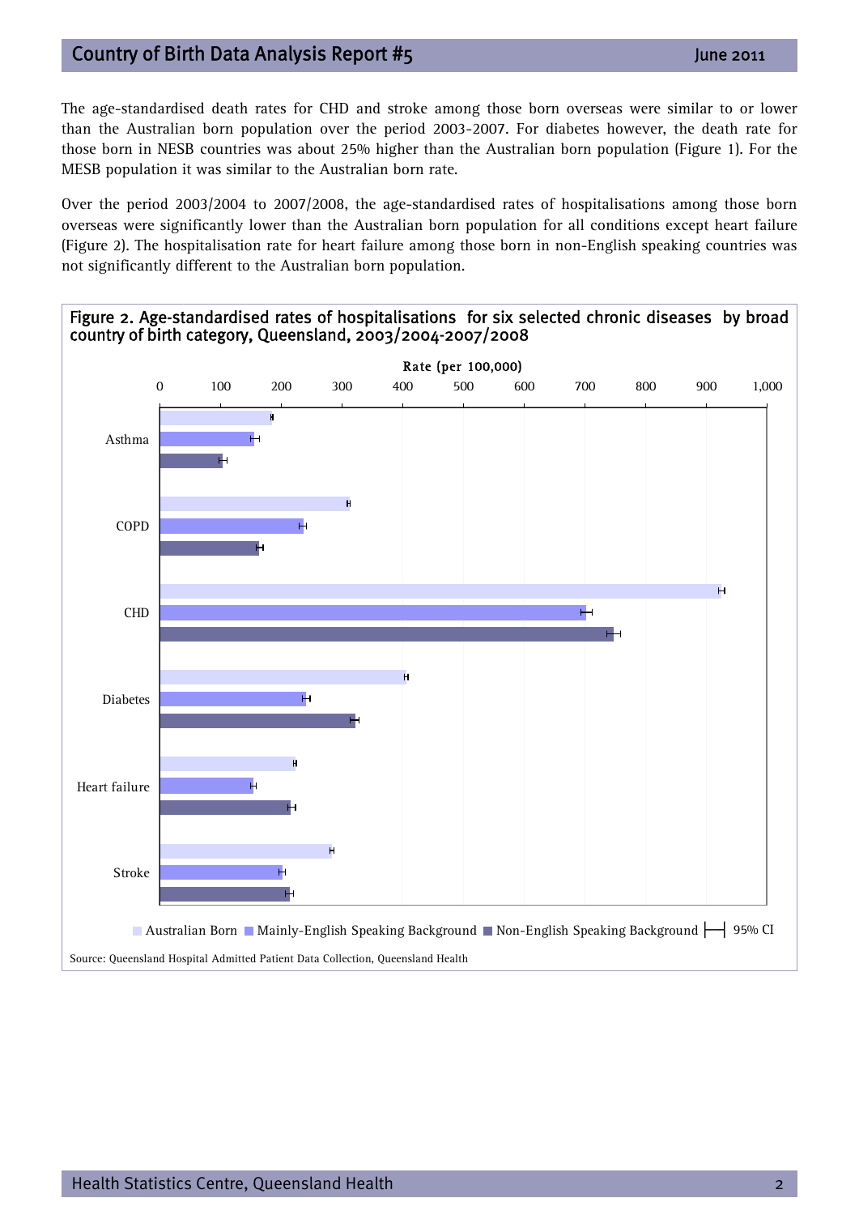The age-standardised death rates for CHD and stroke among those born overseas were similar to or lower than the Australian born population over the period 2003-2007. For diabetes however, the death rate for those born in NESB countries was about 25% higher than the Australian born population (Figure 1). For the MESB population it was similar to the Australian born rate.

Over the period 2003/2004 to 2007/2008, the age-standardised rates of hospitalisations among those born overseas were significantly lower than the Australian born population for all conditions except heart failure (Figure 2). The hospitalisation rate for heart failure among those born in non-English speaking countries was not significantly different to the Australian born population.

**Figure 2. Age-standardised rates of hospitalisations for six selected chronic diseases by broad country of birth category, Queensland, 2003/2004-2007/2008**

Rate (per 100,000)

Australian Born | Mainly-English Speaking Background | Non-English Speaking Background | 95% CI

Source: Queensland Hospital Admitted Patient Data Collection, Queensland Health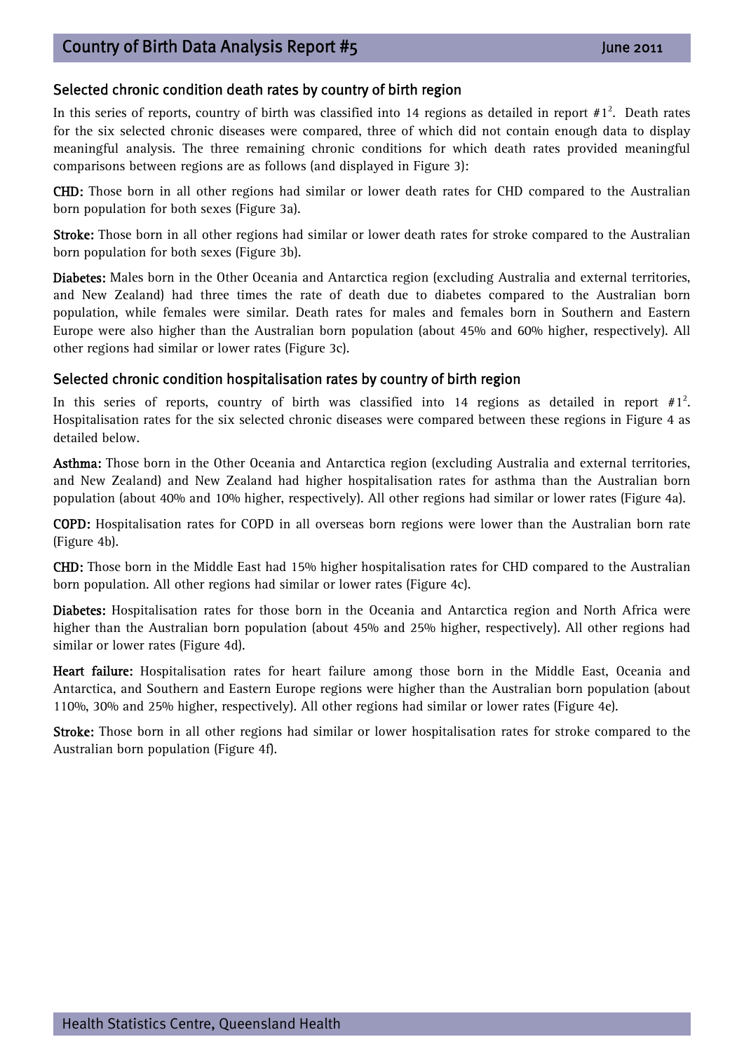## Selected chronic condition death rates by country of birth region

In this series of reports, country of birth was classified into 14 regions as detailed in report #1[2]. Death rates for the six selected chronic diseases were compared, three of which did not contain enough data to display meaningful analysis. The three remaining chronic conditions for which death rates provided meaningful comparisons between regions are as follows (and displayed in Figure 3):

**CHD:** Those born in all other regions had similar or lower death rates for CHD compared to the Australian born population for both sexes (Figure 3a).

**Stroke:** Those born in all other regions had similar or lower death rates for stroke compared to the Australian born population for both sexes (Figure 3b).

**Diabetes:** Males born in the Other Oceania and Antarctica region (excluding Australia and external territories, and New Zealand) had three times the rate of death due to diabetes compared to the Australian born population, while females were similar. Death rates for males and females born in Southern and Eastern Europe were also higher than the Australian born population (about 45% and 60% higher, respectively). All other regions had similar or lower rates (Figure 3c).

## Selected chronic condition hospitalisation rates by country of birth region

In this series of reports, country of birth was classified into 14 regions as detailed in report #1[2]. Hospitalisation rates for the six selected chronic diseases were compared between these regions in Figure 4 as detailed below.

**Asthma:** Those born in the Other Oceania and Antarctica region (excluding Australia and external territories, and New Zealand) and New Zealand had higher hospitalisation rates for asthma than the Australian born population (about 40% and 10% higher, respectively). All other regions had similar or lower rates (Figure 4a).

**COPD:** Hospitalisation rates for COPD in all overseas born regions were lower than the Australian born rate (Figure 4b).

**CHD:** Those born in the Middle East had 15% higher hospitalisation rates for CHD compared to the Australian born population. All other regions had similar or lower rates (Figure 4c).

**Diabetes:** Hospitalisation rates for those born in the Oceania and Antarctica region and North Africa were higher than the Australian born population (about 45% and 25% higher, respectively). All other regions had similar or lower rates (Figure 4d).

**Heart failure:** Hospitalisation rates for heart failure among those born in the Middle East, Oceania and Antarctica, and Southern and Eastern Europe regions were higher than the Australian born population (about 110%, 30% and 25% higher, respectively). All other regions had similar or lower rates (Figure 4e).

**Stroke:** Those born in all other regions had similar or lower hospitalisation rates for stroke compared to the Australian born population (Figure 4f).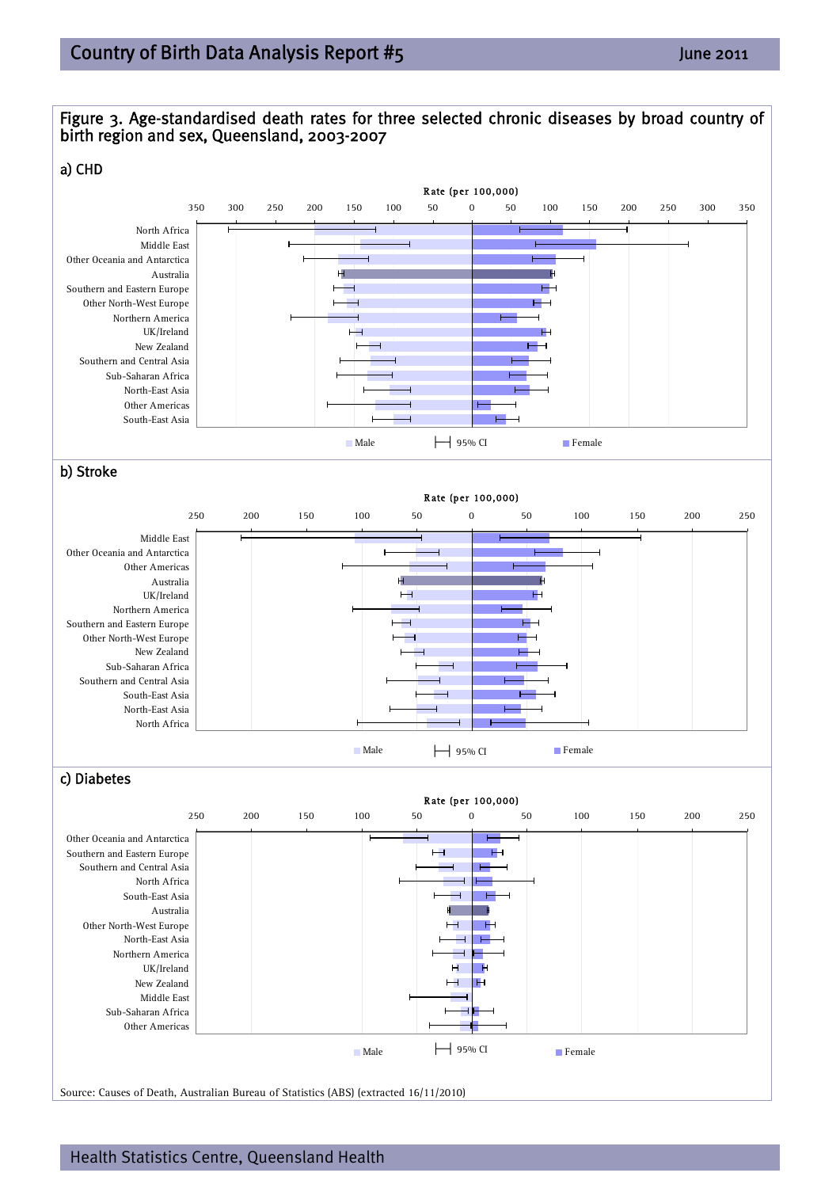## Figure 3. Age-standardised death rates for three selected chronic diseases by broad country of birth region and sex, Queensland, 2003-2007

### a) CHD

Rate (per 100,000)

350 300 250 200 150 100 50 0 50 100 150 200 250 300 350

North Africa
Middle East
Other Oceania and Antarctica
Australia
Southern and Eastern Europe
Other North-West Europe
Northern America
UK/Ireland
New Zealand
Southern and Central Asia
Sub-Saharan Africa
North-East Asia
Other Americas
South-East Asia

Male | 95% CI | Female

### b) Stroke

Rate (per 100,000)

250 200 150 100 50 0 50 100 150 200 250

Middle East
Other Oceania and Antarctica
Other Americas
Australia
UK/Ireland
Northern America
Southern and Eastern Europe
Other North-West Europe
New Zealand
Sub-Saharan Africa
Southern and Central Asia
South-East Asia
North-East Asia
North Africa

Male | 95% CI | Female

### c) Diabetes

Rate (per 100,000)

250 200 150 100 50 0 50 100 150 200 250

Other Oceania and Antarctica
Southern and Eastern Europe
Southern and Central Asia
North Africa
South-East Asia
Australia
Other North-West Europe
North-East Asia
Northern America
UK/Ireland
New Zealand
Middle East
Sub-Saharan Africa
Other Americas

Male | 95% CI | Female

Source: Causes of Death, Australian Bureau of Statistics (ABS) (extracted 16/11/2010)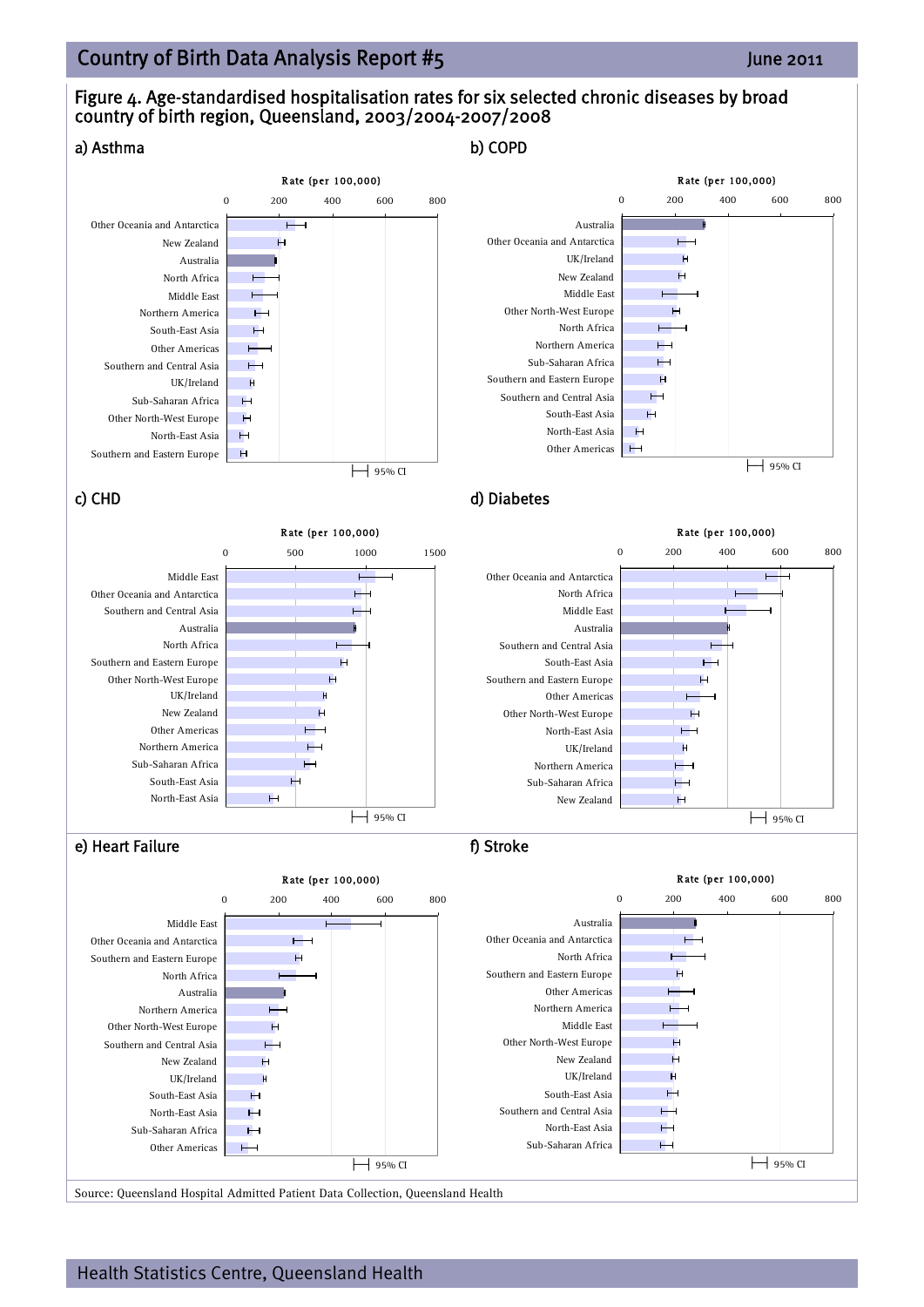# Figure 4. Age-standardised hospitalisation rates for six selected chronic diseases by broad country of birth region, Queensland, 2003/2004-2007/2008

## a) Asthma

Rate (per 100,000)

0 200 400 600 800

- Other Oceania and Antarctica
- New Zealand
- Australia
- North Africa
- Middle East
- Northern America
- South-East Asia
- Other Americas
- Southern and Central Asia
- UK/Ireland
- Sub-Saharan Africa
- Other North-West Europe
- North-East Asia
- Southern and Eastern Europe

95% CI

## b) COPD

Rate (per 100,000)

0 200 400 600 800

- Australia
- Other Oceania and Antarctica
- UK/Ireland
- New Zealand
- Middle East
- Other North-West Europe
- North Africa
- Northern America
- Sub-Saharan Africa
- Southern and Eastern Europe
- Southern and Central Asia
- South-East Asia
- North-East Asia
- Other Americas

95% CI

## c) CHD

Rate (per 100,000)

0 500 1000 1500

- Middle East
- Other Oceania and Antarctica
- Southern and Central Asia
- Australia
- North Africa
- Southern and Eastern Europe
- Other North-West Europe
- UK/Ireland
- New Zealand
- Other Americas
- Northern America
- Sub-Saharan Africa
- South-East Asia
- North-East Asia

95% CI

## d) Diabetes

Rate (per 100,000)

0 200 400 600 800

- Other Oceania and Antarctica
- North Africa
- Middle East
- Australia
- Southern and Central Asia
- South-East Asia
- Southern and Eastern Europe
- Other Americas
- Other North-West Europe
- North-East Asia
- UK/Ireland
- Northern America
- Sub-Saharan Africa
- New Zealand

95% CI

## e) Heart Failure

Rate (per 100,000)

0 200 400 600 800

- Middle East
- Other Oceania and Antarctica
- Southern and Eastern Europe
- North Africa
- Australia
- Northern America
- Other North-West Europe
- Southern and Central Asia
- New Zealand
- UK/Ireland
- South-East Asia
- North-East Asia
- Sub-Saharan Africa
- Other Americas

95% CI

## f) Stroke

Rate (per 100,000)

0 200 400 600 800

- Australia
- Other Oceania and Antarctica
- North Africa
- Southern and Eastern Europe
- Other Americas
- Northern America
- Middle East
- Other North-West Europe
- New Zealand
- UK/Ireland
- South-East Asia
- Southern and Central Asia
- North-East Asia
- Sub-Saharan Africa

95% CI

Source: Queensland Hospital Admitted Patient Data Collection, Queensland Health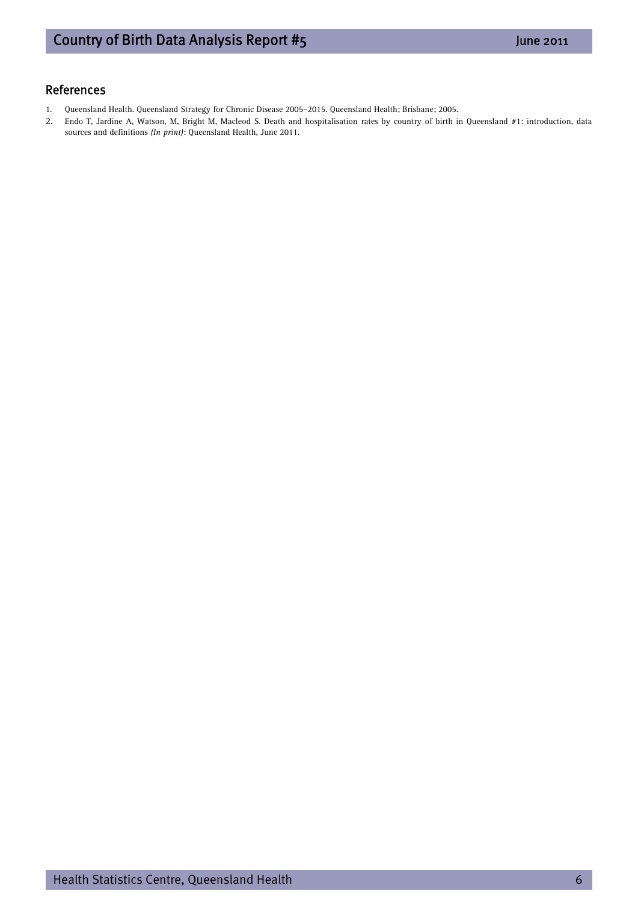## References

1. Queensland Health. Queensland Strategy for Chronic Disease 2005–2015. Queensland Health; Brisbane; 2005.
2. Endo T, Jardine A, Watson, M, Bright M, Macleod S. Death and hospitalisation rates by country of birth in Queensland #1: introduction, data sources and definitions *(In print)*: Queensland Health, June 2011.